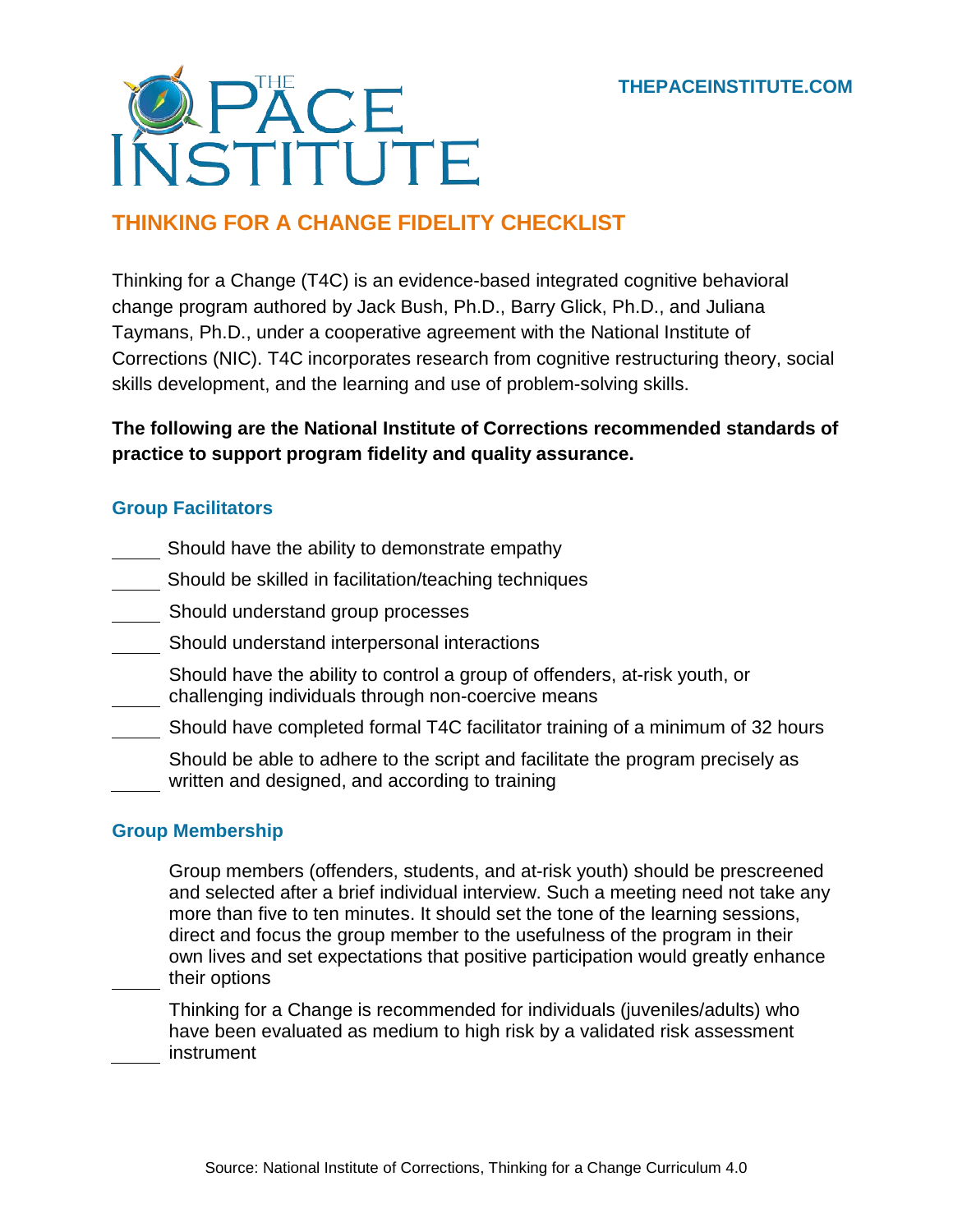# THE PACE INSTITUTE

THEPACEINSTITUTE.COM

## THINKING FOR A CHANGE FIDELITY CHECKLIST

Thinking for a Change (T4C) is an evidence-based integrated cognitive behavioral change program authored by Jack Bush, Ph.D., Barry Glick, Ph.D., and Juliana Taymans, Ph.D., under a cooperative agreement with the National Institute of Corrections (NIC). T4C incorporates research from cognitive restructuring theory, social skills development, and the learning and use of problem-solving skills.

**The following are the National Institute of Corrections recommended standards of practice to support program fidelity and quality assurance.**

### Group Facilitators

_____ Should have the ability to demonstrate empathy

_____ Should be skilled in facilitation/teaching techniques

_____ Should understand group processes

_____ Should understand interpersonal interactions

_____ Should have the ability to control a group of offenders, at-risk youth, or challenging individuals through non-coercive means

_____ Should have completed formal T4C facilitator training of a minimum of 32 hours

_____ Should be able to adhere to the script and facilitate the program precisely as written and designed, and according to training

### Group Membership

_____ Group members (offenders, students, and at-risk youth) should be prescreened and selected after a brief individual interview. Such a meeting need not take any more than five to ten minutes. It should set the tone of the learning sessions, direct and focus the group member to the usefulness of the program in their own lives and set expectations that positive participation would greatly enhance their options

_____ Thinking for a Change is recommended for individuals (juveniles/adults) who have been evaluated as medium to high risk by a validated risk assessment instrument

Source: National Institute of Corrections, Thinking for a Change Curriculum 4.0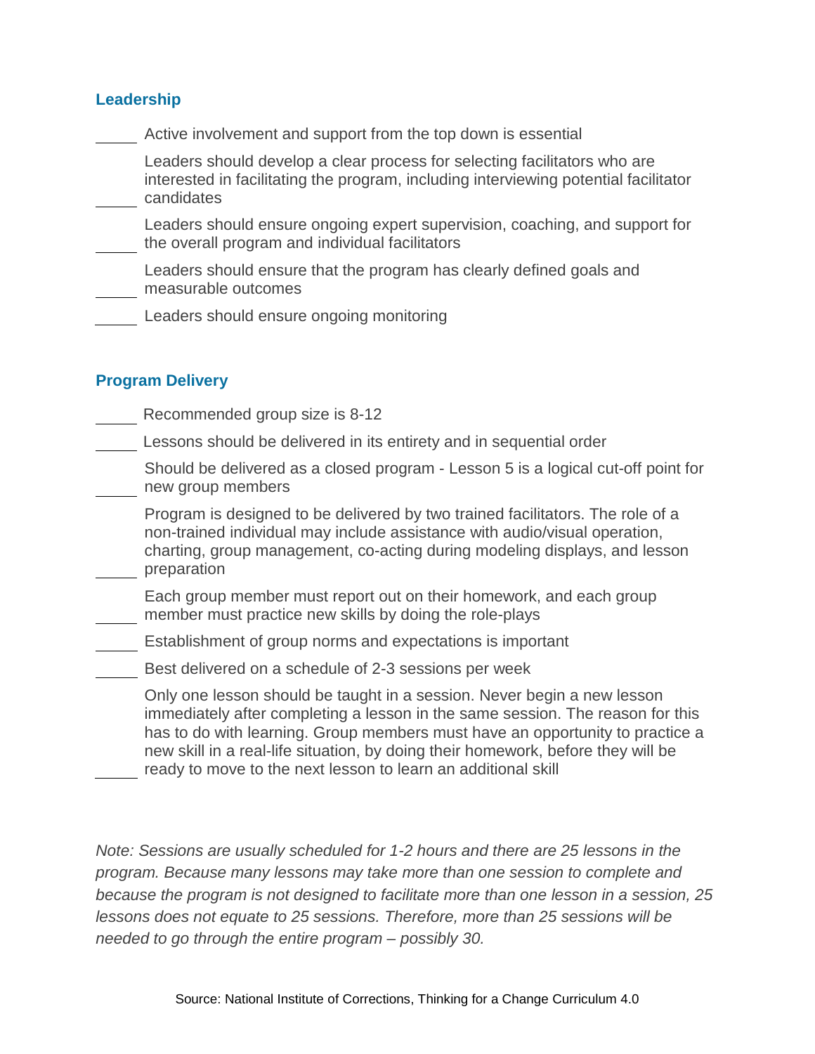## Leadership

_____ Active involvement and support from the top down is essential

_____ Leaders should develop a clear process for selecting facilitators who are interested in facilitating the program, including interviewing potential facilitator candidates

_____ Leaders should ensure ongoing expert supervision, coaching, and support for the overall program and individual facilitators

_____ Leaders should ensure that the program has clearly defined goals and measurable outcomes

_____ Leaders should ensure ongoing monitoring

## Program Delivery

_____ Recommended group size is 8-12

_____ Lessons should be delivered in its entirety and in sequential order

_____ Should be delivered as a closed program - Lesson 5 is a logical cut-off point for new group members

_____ Program is designed to be delivered by two trained facilitators. The role of a non-trained individual may include assistance with audio/visual operation, charting, group management, co-acting during modeling displays, and lesson preparation

_____ Each group member must report out on their homework, and each group member must practice new skills by doing the role-plays

_____ Establishment of group norms and expectations is important

_____ Best delivered on a schedule of 2-3 sessions per week

_____ Only one lesson should be taught in a session. Never begin a new lesson immediately after completing a lesson in the same session. The reason for this has to do with learning. Group members must have an opportunity to practice a new skill in a real-life situation, by doing their homework, before they will be ready to move to the next lesson to learn an additional skill

*Note: Sessions are usually scheduled for 1-2 hours and there are 25 lessons in the program. Because many lessons may take more than one session to complete and because the program is not designed to facilitate more than one lesson in a session, 25 lessons does not equate to 25 sessions. Therefore, more than 25 sessions will be needed to go through the entire program – possibly 30.*

Source: National Institute of Corrections, Thinking for a Change Curriculum 4.0